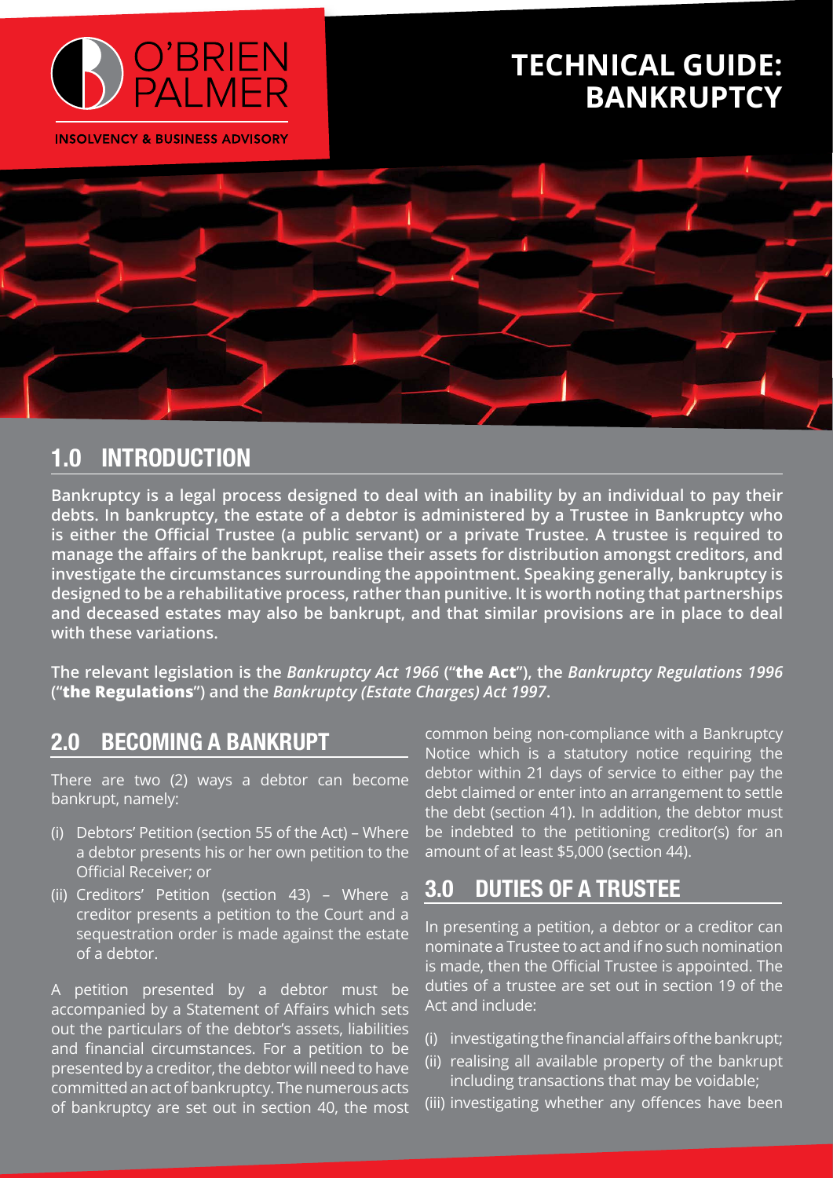O'BRIEN PALMER

INSOLVENCY & BUSINESS ADVISORY

# TECHNICAL GUIDE: BANKRUPTCY

## 1.0 INTRODUCTION

**Bankruptcy is a legal process designed to deal with an inability by an individual to pay their debts. In bankruptcy, the estate of a debtor is administered by a Trustee in Bankruptcy who is either the Official Trustee (a public servant) or a private Trustee. A trustee is required to manage the affairs of the bankrupt, realise their assets for distribution amongst creditors, and investigate the circumstances surrounding the appointment. Speaking generally, bankruptcy is designed to be a rehabilitative process, rather than punitive. It is worth noting that partnerships and deceased estates may also be bankrupt, and that similar provisions are in place to deal with these variations.**

**The relevant legislation is the *Bankruptcy Act 1966* ("the Act"), the *Bankruptcy Regulations 1996* ("the Regulations") and the *Bankruptcy (Estate Charges) Act 1997*.**

## 2.0 BECOMING A BANKRUPT

There are two (2) ways a debtor can become bankrupt, namely:

(i) Debtors' Petition (section 55 of the Act) – Where a debtor presents his or her own petition to the Official Receiver; or

(ii) Creditors' Petition (section 43) – Where a creditor presents a petition to the Court and a sequestration order is made against the estate of a debtor.

A petition presented by a debtor must be accompanied by a Statement of Affairs which sets out the particulars of the debtor's assets, liabilities and financial circumstances. For a petition to be presented by a creditor, the debtor will need to have committed an act of bankruptcy. The numerous acts of bankruptcy are set out in section 40, the most common being non-compliance with a Bankruptcy Notice which is a statutory notice requiring the debtor within 21 days of service to either pay the debt claimed or enter into an arrangement to settle the debt (section 41). In addition, the debtor must be indebted to the petitioning creditor(s) for an amount of at least $5,000 (section 44).

## 3.0 DUTIES OF A TRUSTEE

In presenting a petition, a debtor or a creditor can nominate a Trustee to act and if no such nomination is made, then the Official Trustee is appointed. The duties of a trustee are set out in section 19 of the Act and include:

(i) investigating the financial affairs of the bankrupt;

(ii) realising all available property of the bankrupt including transactions that may be voidable;

(iii) investigating whether any offences have been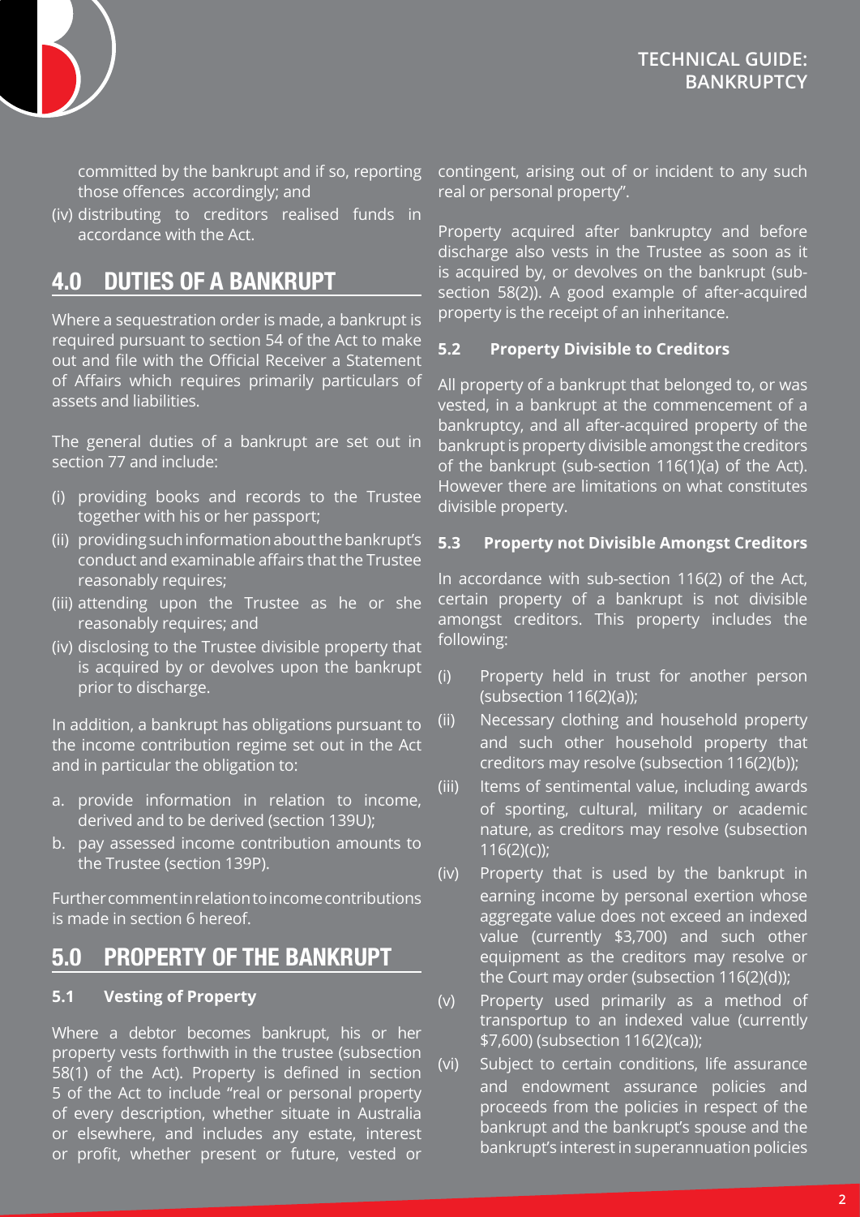committed by the bankrupt and if so, reporting those offences accordingly; and

(iv) distributing to creditors realised funds in accordance with the Act.

## 4.0 DUTIES OF A BANKRUPT

Where a sequestration order is made, a bankrupt is required pursuant to section 54 of the Act to make out and file with the Official Receiver a Statement of Affairs which requires primarily particulars of assets and liabilities.

The general duties of a bankrupt are set out in section 77 and include:

(i) providing books and records to the Trustee together with his or her passport;

(ii) providing such information about the bankrupt's conduct and examinable affairs that the Trustee reasonably requires;

(iii) attending upon the Trustee as he or she reasonably requires; and

(iv) disclosing to the Trustee divisible property that is acquired by or devolves upon the bankrupt prior to discharge.

In addition, a bankrupt has obligations pursuant to the income contribution regime set out in the Act and in particular the obligation to:

a. provide information in relation to income, derived and to be derived (section 139U);

b. pay assessed income contribution amounts to the Trustee (section 139P).

Further comment in relation to income contributions is made in section 6 hereof.

## 5.0 PROPERTY OF THE BANKRUPT

### 5.1 Vesting of Property

Where a debtor becomes bankrupt, his or her property vests forthwith in the trustee (subsection 58(1) of the Act). Property is defined in section 5 of the Act to include "real or personal property of every description, whether situate in Australia or elsewhere, and includes any estate, interest or profit, whether present or future, vested or contingent, arising out of or incident to any such real or personal property".

Property acquired after bankruptcy and before discharge also vests in the Trustee as soon as it is acquired by, or devolves on the bankrupt (sub-section 58(2)). A good example of after-acquired property is the receipt of an inheritance.

### 5.2 Property Divisible to Creditors

All property of a bankrupt that belonged to, or was vested, in a bankrupt at the commencement of a bankruptcy, and all after-acquired property of the bankrupt is property divisible amongst the creditors of the bankrupt (sub-section 116(1)(a) of the Act). However there are limitations on what constitutes divisible property.

### 5.3 Property not Divisible Amongst Creditors

In accordance with sub-section 116(2) of the Act, certain property of a bankrupt is not divisible amongst creditors. This property includes the following:

(i) Property held in trust for another person (subsection 116(2)(a));

(ii) Necessary clothing and household property and such other household property that creditors may resolve (subsection 116(2)(b));

(iii) Items of sentimental value, including awards of sporting, cultural, military or academic nature, as creditors may resolve (subsection 116(2)(c));

(iv) Property that is used by the bankrupt in earning income by personal exertion whose aggregate value does not exceed an indexed value (currently $3,700) and such other equipment as the creditors may resolve or the Court may order (subsection 116(2)(d));

(v) Property used primarily as a method of transportup to an indexed value (currently $7,600) (subsection 116(2)(ca));

(vi) Subject to certain conditions, life assurance and endowment assurance policies and proceeds from the policies in respect of the bankrupt and the bankrupt's spouse and the bankrupt's interest in superannuation policies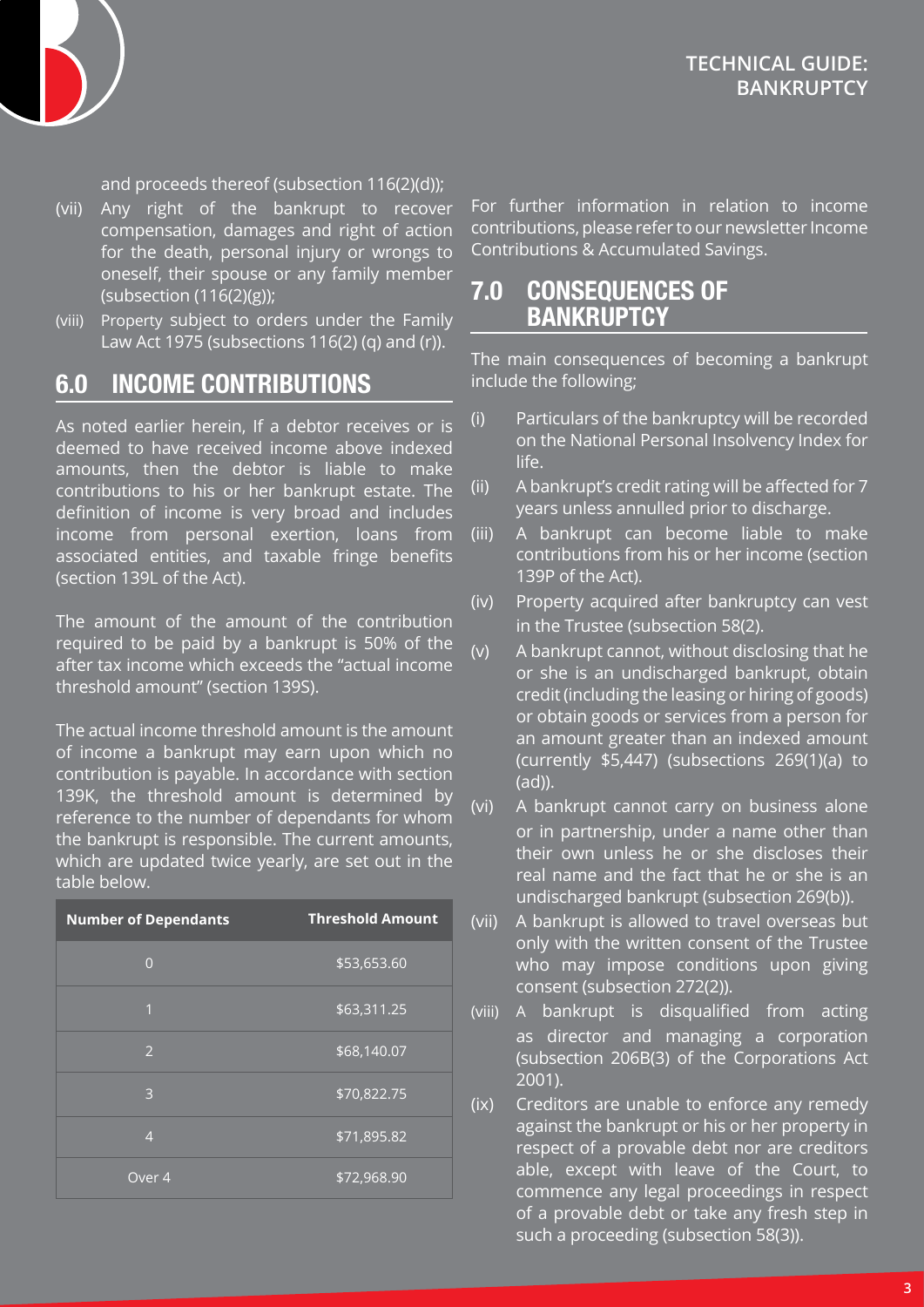and proceeds thereof (subsection 116(2)(d));

(vii) Any right of the bankrupt to recover compensation, damages and right of action for the death, personal injury or wrongs to oneself, their spouse or any family member (subsection (116(2)(g));

(viii) Property subject to orders under the Family Law Act 1975 (subsections 116(2) (q) and (r)).

## 6.0 INCOME CONTRIBUTIONS

As noted earlier herein, If a debtor receives or is deemed to have received income above indexed amounts, then the debtor is liable to make contributions to his or her bankrupt estate. The definition of income is very broad and includes income from personal exertion, loans from associated entities, and taxable fringe benefits (section 139L of the Act).

The amount of the amount of the contribution required to be paid by a bankrupt is 50% of the after tax income which exceeds the "actual income threshold amount" (section 139S).

The actual income threshold amount is the amount of income a bankrupt may earn upon which no contribution is payable. In accordance with section 139K, the threshold amount is determined by reference to the number of dependants for whom the bankrupt is responsible. The current amounts, which are updated twice yearly, are set out in the table below.

| Number of Dependants | Threshold Amount |
|---|---|
| 0 | $53,653.60 |
| 1 | $63,311.25 |
| 2 | $68,140.07 |
| 3 | $70,822.75 |
| 4 | $71,895.82 |
| Over 4 | $72,968.90 |

For further information in relation to income contributions, please refer to our newsletter Income Contributions & Accumulated Savings.

## 7.0 CONSEQUENCES OF BANKRUPTCY

The main consequences of becoming a bankrupt include the following;

(i) Particulars of the bankruptcy will be recorded on the National Personal Insolvency Index for life.

(ii) A bankrupt's credit rating will be affected for 7 years unless annulled prior to discharge.

(iii) A bankrupt can become liable to make contributions from his or her income (section 139P of the Act).

(iv) Property acquired after bankruptcy can vest in the Trustee (subsection 58(2).

(v) A bankrupt cannot, without disclosing that he or she is an undischarged bankrupt, obtain credit (including the leasing or hiring of goods) or obtain goods or services from a person for an amount greater than an indexed amount (currently $5,447) (subsections 269(1)(a) to (ad)).

(vi) A bankrupt cannot carry on business alone or in partnership, under a name other than their own unless he or she discloses their real name and the fact that he or she is an undischarged bankrupt (subsection 269(b)).

(vii) A bankrupt is allowed to travel overseas but only with the written consent of the Trustee who may impose conditions upon giving consent (subsection 272(2)).

(viii) A bankrupt is disqualified from acting as director and managing a corporation (subsection 206B(3) of the Corporations Act 2001).

(ix) Creditors are unable to enforce any remedy against the bankrupt or his or her property in respect of a provable debt nor are creditors able, except with leave of the Court, to commence any legal proceedings in respect of a provable debt or take any fresh step in such a proceeding (subsection 58(3)).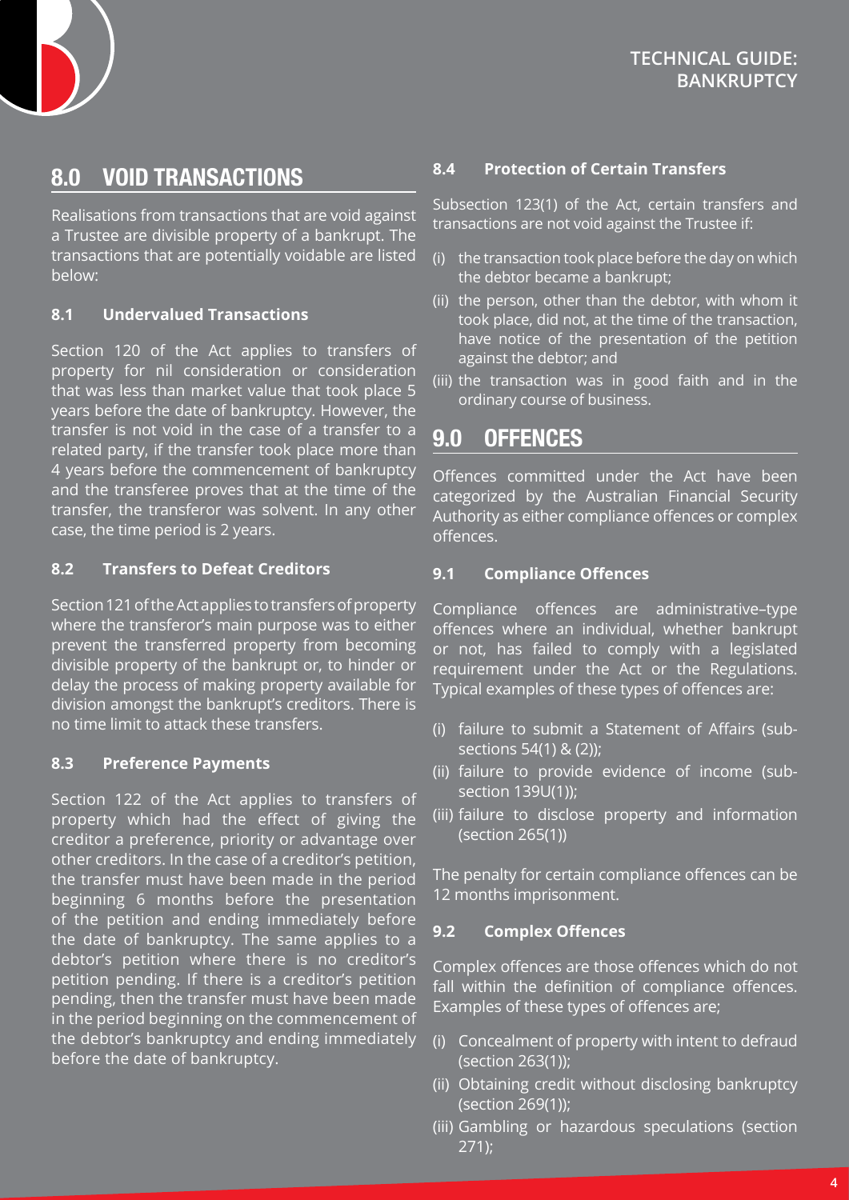## 8.0 VOID TRANSACTIONS

Realisations from transactions that are void against a Trustee are divisible property of a bankrupt. The transactions that are potentially voidable are listed below:

### 8.1 Undervalued Transactions

Section 120 of the Act applies to transfers of property for nil consideration or consideration that was less than market value that took place 5 years before the date of bankruptcy. However, the transfer is not void in the case of a transfer to a related party, if the transfer took place more than 4 years before the commencement of bankruptcy and the transferee proves that at the time of the transfer, the transferor was solvent. In any other case, the time period is 2 years.

### 8.2 Transfers to Defeat Creditors

Section 121 of the Act applies to transfers of property where the transferor's main purpose was to either prevent the transferred property from becoming divisible property of the bankrupt or, to hinder or delay the process of making property available for division amongst the bankrupt's creditors. There is no time limit to attack these transfers.

### 8.3 Preference Payments

Section 122 of the Act applies to transfers of property which had the effect of giving the creditor a preference, priority or advantage over other creditors. In the case of a creditor's petition, the transfer must have been made in the period beginning 6 months before the presentation of the petition and ending immediately before the date of bankruptcy. The same applies to a debtor's petition where there is no creditor's petition pending. If there is a creditor's petition pending, then the transfer must have been made in the period beginning on the commencement of the debtor's bankruptcy and ending immediately before the date of bankruptcy.

### 8.4 Protection of Certain Transfers

Subsection 123(1) of the Act, certain transfers and transactions are not void against the Trustee if:

(i) the transaction took place before the day on which the debtor became a bankrupt;

(ii) the person, other than the debtor, with whom it took place, did not, at the time of the transaction, have notice of the presentation of the petition against the debtor; and

(iii) the transaction was in good faith and in the ordinary course of business.

## 9.0 OFFENCES

Offences committed under the Act have been categorized by the Australian Financial Security Authority as either compliance offences or complex offences.

### 9.1 Compliance Offences

Compliance offences are administrative–type offences where an individual, whether bankrupt or not, has failed to comply with a legislated requirement under the Act or the Regulations. Typical examples of these types of offences are:

(i) failure to submit a Statement of Affairs (sub-sections 54(1) & (2));

(ii) failure to provide evidence of income (sub-section 139U(1));

(iii) failure to disclose property and information (section 265(1))

The penalty for certain compliance offences can be 12 months imprisonment.

### 9.2 Complex Offences

Complex offences are those offences which do not fall within the definition of compliance offences. Examples of these types of offences are;

(i) Concealment of property with intent to defraud (section 263(1));

(ii) Obtaining credit without disclosing bankruptcy (section 269(1));

(iii) Gambling or hazardous speculations (section 271);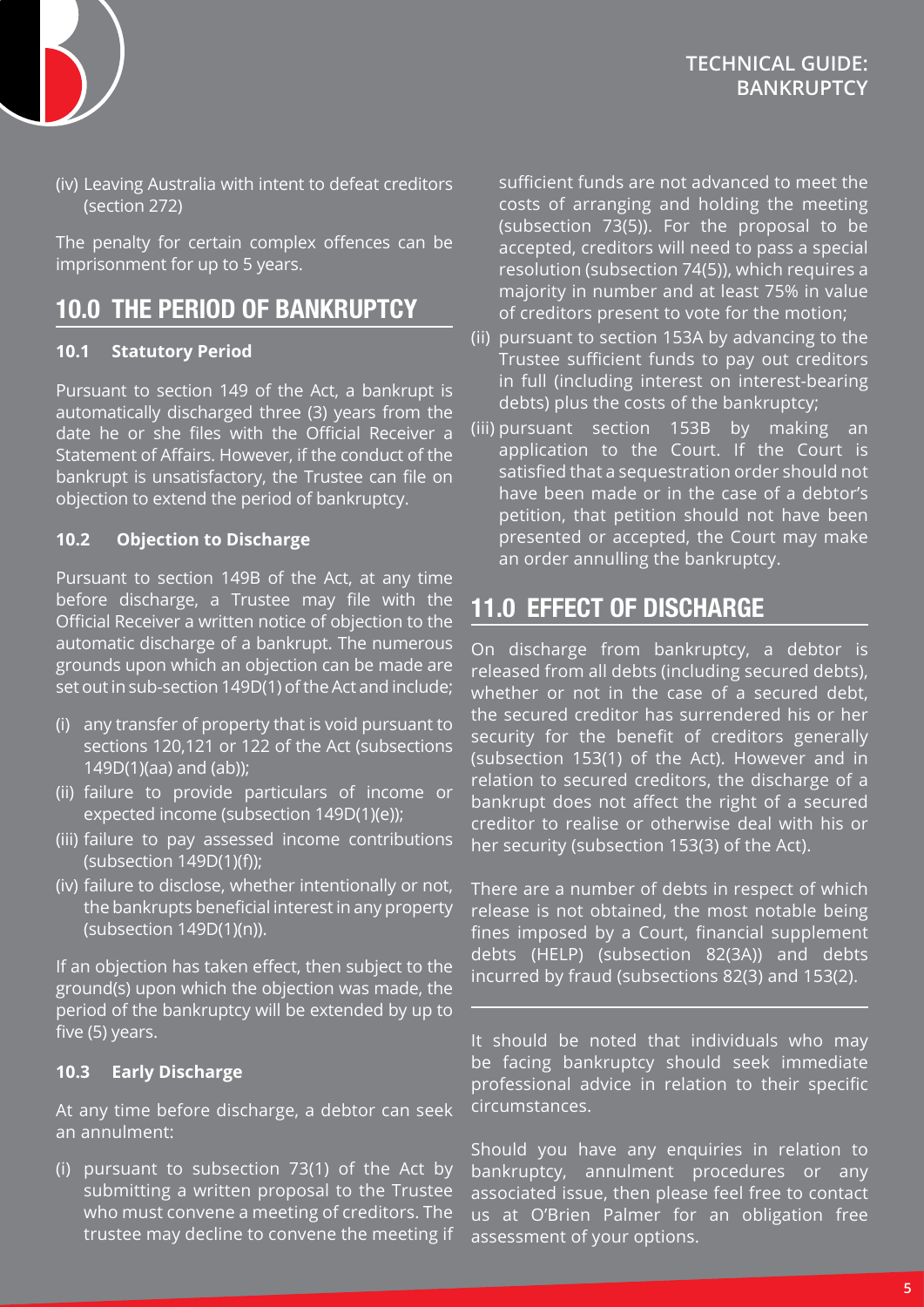(iv) Leaving Australia with intent to defeat creditors (section 272)

The penalty for certain complex offences can be imprisonment for up to 5 years.

## 10.0 THE PERIOD OF BANKRUPTCY

### 10.1 Statutory Period

Pursuant to section 149 of the Act, a bankrupt is automatically discharged three (3) years from the date he or she files with the Official Receiver a Statement of Affairs. However, if the conduct of the bankrupt is unsatisfactory, the Trustee can file on objection to extend the period of bankruptcy.

### 10.2 Objection to Discharge

Pursuant to section 149B of the Act, at any time before discharge, a Trustee may file with the Official Receiver a written notice of objection to the automatic discharge of a bankrupt. The numerous grounds upon which an objection can be made are set out in sub-section 149D(1) of the Act and include;

(i) any transfer of property that is void pursuant to sections 120,121 or 122 of the Act (subsections 149D(1)(aa) and (ab));
(ii) failure to provide particulars of income or expected income (subsection 149D(1)(e));
(iii) failure to pay assessed income contributions (subsection 149D(1)(f));
(iv) failure to disclose, whether intentionally or not, the bankrupts beneficial interest in any property (subsection 149D(1)(n)).

If an objection has taken effect, then subject to the ground(s) upon which the objection was made, the period of the bankruptcy will be extended by up to five (5) years.

### 10.3 Early Discharge

At any time before discharge, a debtor can seek an annulment:

(i) pursuant to subsection 73(1) of the Act by submitting a written proposal to the Trustee who must convene a meeting of creditors. The trustee may decline to convene the meeting if sufficient funds are not advanced to meet the costs of arranging and holding the meeting (subsection 73(5)). For the proposal to be accepted, creditors will need to pass a special resolution (subsection 74(5)), which requires a majority in number and at least 75% in value of creditors present to vote for the motion;
(ii) pursuant to section 153A by advancing to the Trustee sufficient funds to pay out creditors in full (including interest on interest-bearing debts) plus the costs of the bankruptcy;
(iii) pursuant section 153B by making an application to the Court. If the Court is satisfied that a sequestration order should not have been made or in the case of a debtor's petition, that petition should not have been presented or accepted, the Court may make an order annulling the bankruptcy.

## 11.0 EFFECT OF DISCHARGE

On discharge from bankruptcy, a debtor is released from all debts (including secured debts), whether or not in the case of a secured debt, the secured creditor has surrendered his or her security for the benefit of creditors generally (subsection 153(1) of the Act). However and in relation to secured creditors, the discharge of a bankrupt does not affect the right of a secured creditor to realise or otherwise deal with his or her security (subsection 153(3) of the Act).

There are a number of debts in respect of which release is not obtained, the most notable being fines imposed by a Court, financial supplement debts (HELP) (subsection 82(3A)) and debts incurred by fraud (subsections 82(3) and 153(2).

---

It should be noted that individuals who may be facing bankruptcy should seek immediate professional advice in relation to their specific circumstances.

Should you have any enquiries in relation to bankruptcy, annulment procedures or any associated issue, then please feel free to contact us at O'Brien Palmer for an obligation free assessment of your options.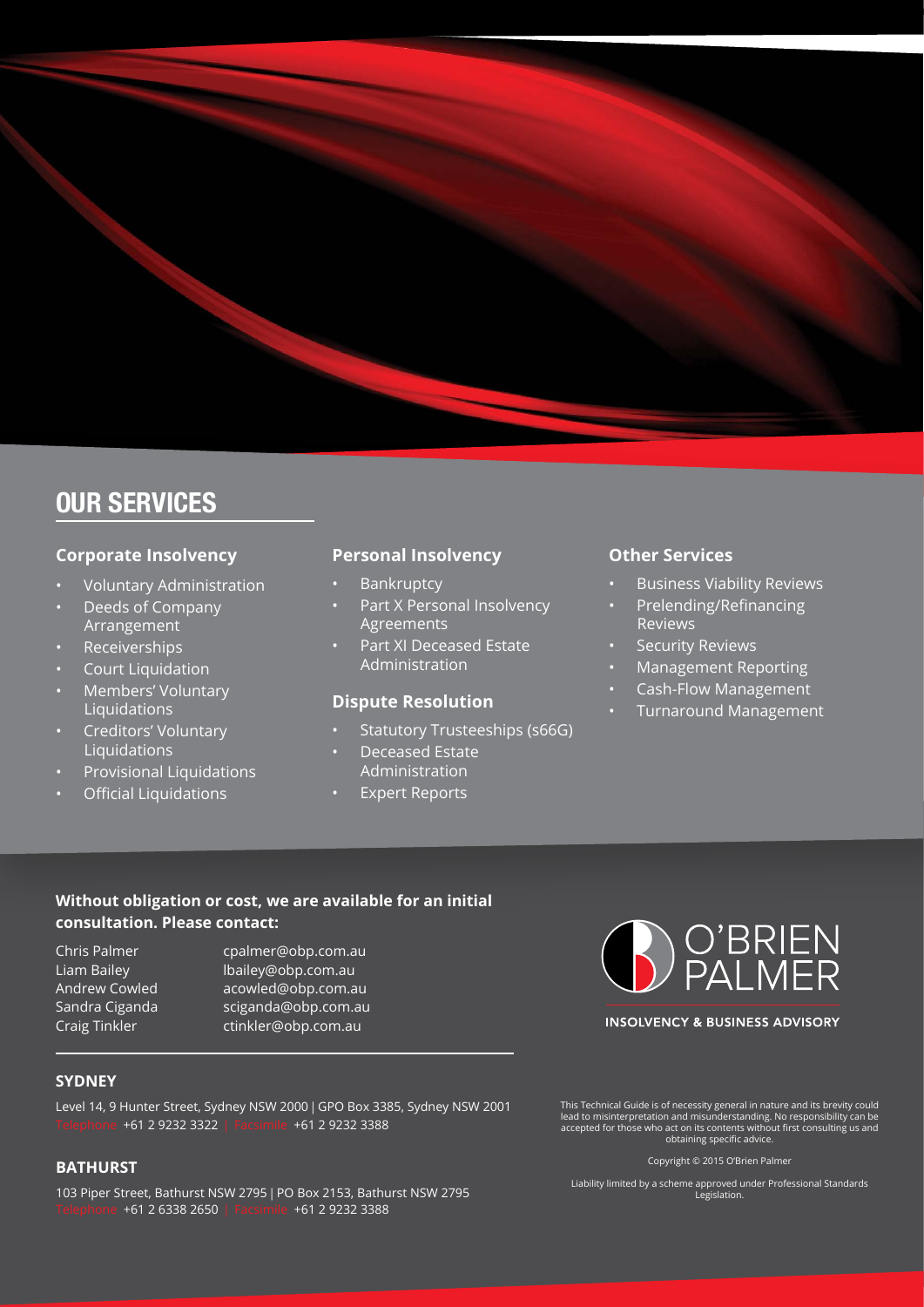## OUR SERVICES

### Corporate Insolvency

- Voluntary Administration
- Deeds of Company Arrangement
- Receiverships
- Court Liquidation
- Members' Voluntary Liquidations
- Creditors' Voluntary Liquidations
- Provisional Liquidations
- Official Liquidations

### Personal Insolvency

- Bankruptcy
- Part X Personal Insolvency Agreements
- Part XI Deceased Estate Administration

### Dispute Resolution

- Statutory Trusteeships (s66G)
- Deceased Estate Administration
- Expert Reports

### Other Services

- Business Viability Reviews
- Prelending/Refinancing Reviews
- Security Reviews
- Management Reporting
- Cash-Flow Management
- Turnaround Management

**Without obligation or cost, we are available for an initial consultation. Please contact:**

| | |
|---|---|
| Chris Palmer | cpalmer@obp.com.au |
| Liam Bailey | lbailey@obp.com.au |
| Andrew Cowled | acowled@obp.com.au |
| Sandra Ciganda | sciganda@obp.com.au |
| Craig Tinkler | ctinkler@obp.com.au |

O'BRIEN PALMER

INSOLVENCY & BUSINESS ADVISORY

**SYDNEY**

Level 14, 9 Hunter Street, Sydney NSW 2000 | GPO Box 3385, Sydney NSW 2001
Telephone +61 2 9232 3322 | Facsimile +61 2 9232 3388

**BATHURST**

103 Piper Street, Bathurst NSW 2795 | PO Box 2153, Bathurst NSW 2795
Telephone +61 2 6338 2650 | Facsimile +61 2 9232 3388

This Technical Guide is of necessity general in nature and its brevity could lead to misinterpretation and misunderstanding. No responsibility can be accepted for those who act on its contents without first consulting us and obtaining specific advice.

Copyright © 2015 O'Brien Palmer

Liability limited by a scheme approved under Professional Standards Legislation.